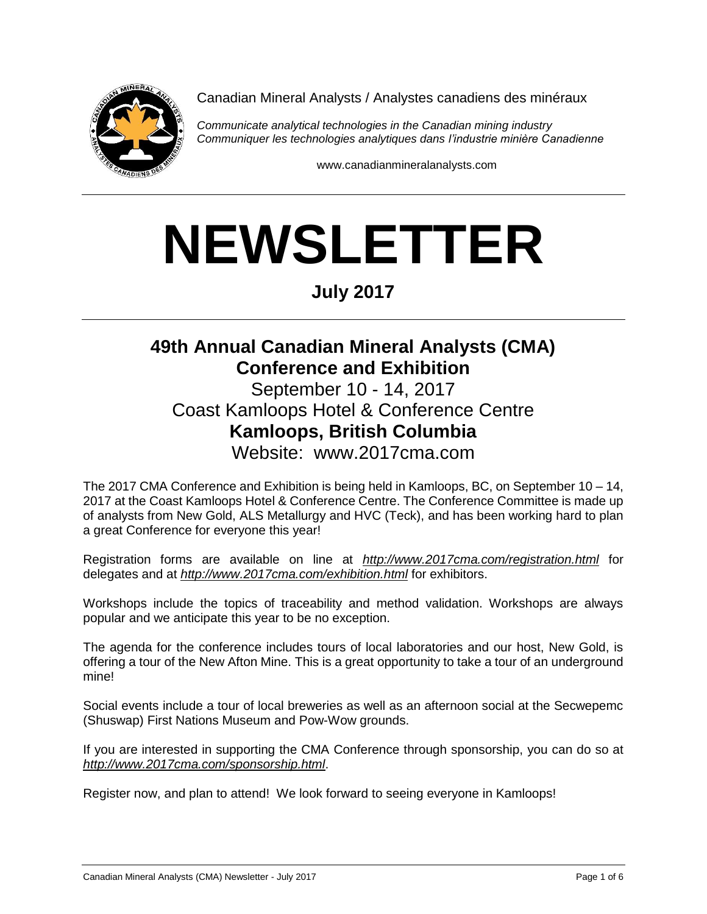Canadian Mineral Analysts / Analystes canadiens des minéraux

*Communicate analytical technologies in the Canadian mining industry*
*Communiquer les technologies analytiques dans l'industrie minière Canadienne*

www.canadianmineralanalysts.com

# NEWSLETTER

## July 2017

## 49th Annual Canadian Mineral Analysts (CMA) Conference and Exhibition

September 10 - 14, 2017
Coast Kamloops Hotel & Conference Centre
**Kamloops, British Columbia**
Website: www.2017cma.com

The 2017 CMA Conference and Exhibition is being held in Kamloops, BC, on September 10 – 14, 2017 at the Coast Kamloops Hotel & Conference Centre. The Conference Committee is made up of analysts from New Gold, ALS Metallurgy and HVC (Teck), and has been working hard to plan a great Conference for everyone this year!

Registration forms are available on line at *http://www.2017cma.com/registration.html* for delegates and at *http://www.2017cma.com/exhibition.html* for exhibitors.

Workshops include the topics of traceability and method validation. Workshops are always popular and we anticipate this year to be no exception.

The agenda for the conference includes tours of local laboratories and our host, New Gold, is offering a tour of the New Afton Mine. This is a great opportunity to take a tour of an underground mine!

Social events include a tour of local breweries as well as an afternoon social at the Secwepemc (Shuswap) First Nations Museum and Pow-Wow grounds.

If you are interested in supporting the CMA Conference through sponsorship, you can do so at *http://www.2017cma.com/sponsorship.html*.

Register now, and plan to attend! We look forward to seeing everyone in Kamloops!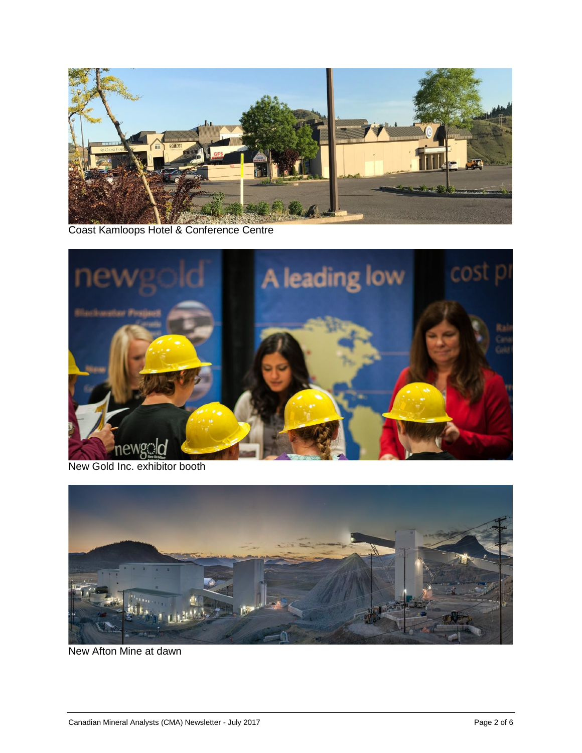Coast Kamloops Hotel & Conference Centre

New Gold Inc. exhibitor booth

New Afton Mine at dawn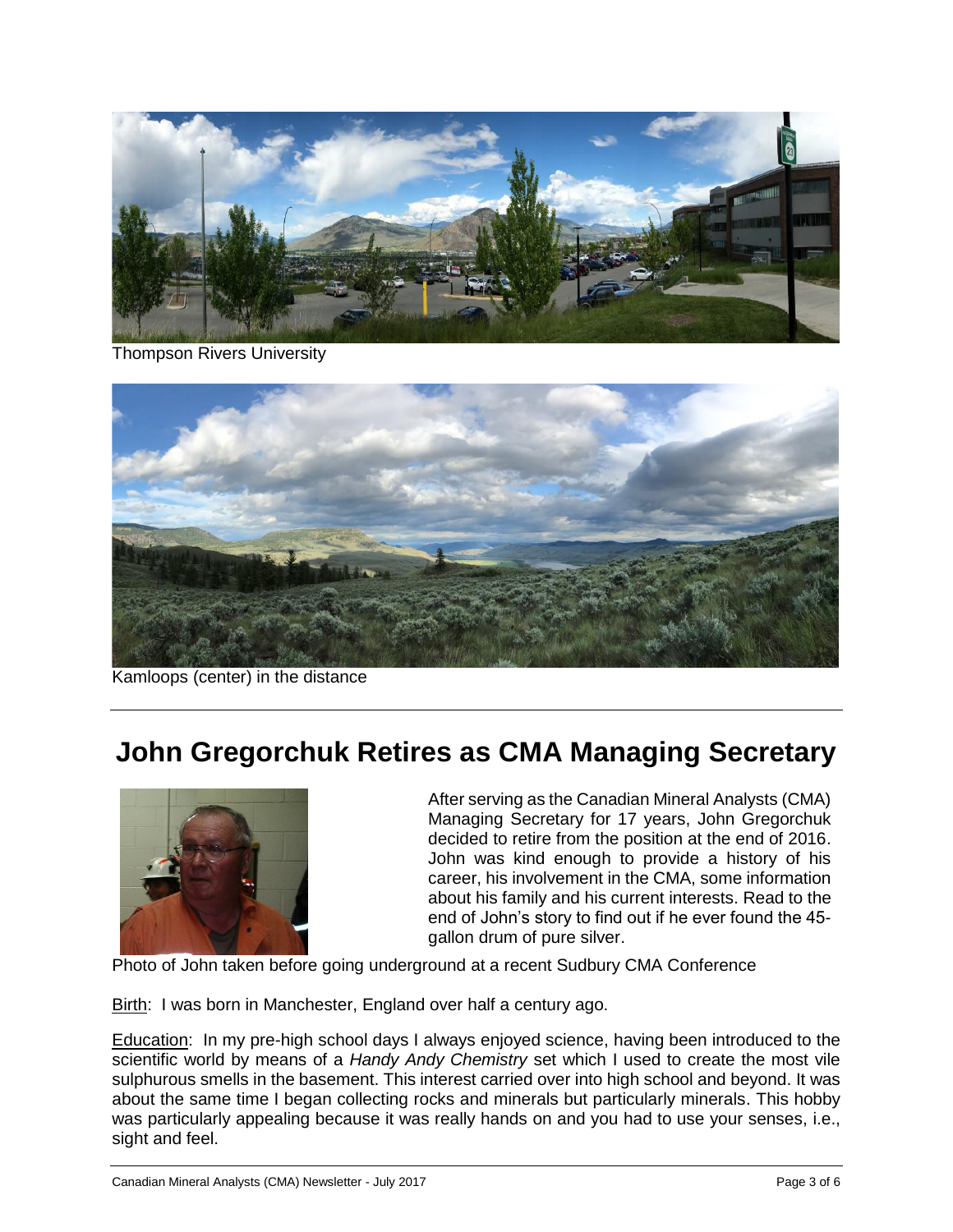Thompson Rivers University

Kamloops (center) in the distance

---

# John Gregorchuk Retires as CMA Managing Secretary

After serving as the Canadian Mineral Analysts (CMA) Managing Secretary for 17 years, John Gregorchuk decided to retire from the position at the end of 2016. John was kind enough to provide a history of his career, his involvement in the CMA, some information about his family and his current interests. Read to the end of John's story to find out if he ever found the 45-gallon drum of pure silver.

Photo of John taken before going underground at a recent Sudbury CMA Conference

Birth: I was born in Manchester, England over half a century ago.

Education: In my pre-high school days I always enjoyed science, having been introduced to the scientific world by means of a *Handy Andy Chemistry* set which I used to create the most vile sulphurous smells in the basement. This interest carried over into high school and beyond. It was about the same time I began collecting rocks and minerals but particularly minerals. This hobby was particularly appealing because it was really hands on and you had to use your senses, i.e., sight and feel.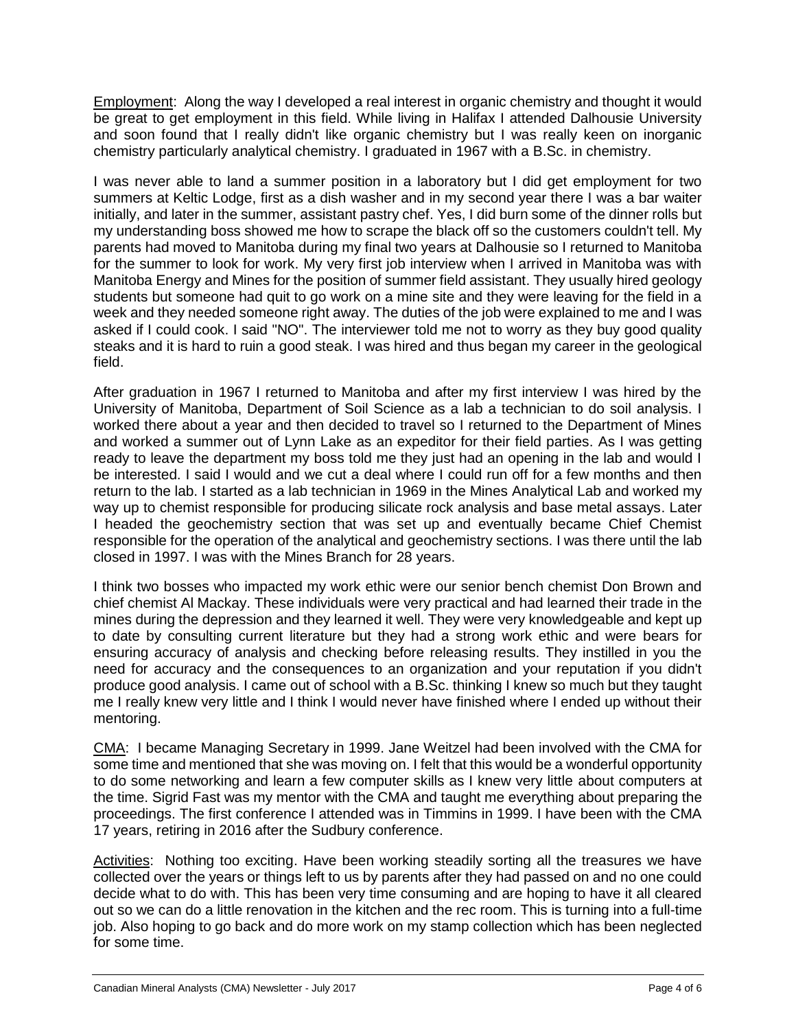Employment: Along the way I developed a real interest in organic chemistry and thought it would be great to get employment in this field. While living in Halifax I attended Dalhousie University and soon found that I really didn't like organic chemistry but I was really keen on inorganic chemistry particularly analytical chemistry. I graduated in 1967 with a B.Sc. in chemistry.

I was never able to land a summer position in a laboratory but I did get employment for two summers at Keltic Lodge, first as a dish washer and in my second year there I was a bar waiter initially, and later in the summer, assistant pastry chef. Yes, I did burn some of the dinner rolls but my understanding boss showed me how to scrape the black off so the customers couldn't tell. My parents had moved to Manitoba during my final two years at Dalhousie so I returned to Manitoba for the summer to look for work. My very first job interview when I arrived in Manitoba was with Manitoba Energy and Mines for the position of summer field assistant. They usually hired geology students but someone had quit to go work on a mine site and they were leaving for the field in a week and they needed someone right away. The duties of the job were explained to me and I was asked if I could cook. I said "NO". The interviewer told me not to worry as they buy good quality steaks and it is hard to ruin a good steak. I was hired and thus began my career in the geological field.

After graduation in 1967 I returned to Manitoba and after my first interview I was hired by the University of Manitoba, Department of Soil Science as a lab a technician to do soil analysis. I worked there about a year and then decided to travel so I returned to the Department of Mines and worked a summer out of Lynn Lake as an expeditor for their field parties. As I was getting ready to leave the department my boss told me they just had an opening in the lab and would I be interested. I said I would and we cut a deal where I could run off for a few months and then return to the lab. I started as a lab technician in 1969 in the Mines Analytical Lab and worked my way up to chemist responsible for producing silicate rock analysis and base metal assays. Later I headed the geochemistry section that was set up and eventually became Chief Chemist responsible for the operation of the analytical and geochemistry sections. I was there until the lab closed in 1997. I was with the Mines Branch for 28 years.

I think two bosses who impacted my work ethic were our senior bench chemist Don Brown and chief chemist Al Mackay. These individuals were very practical and had learned their trade in the mines during the depression and they learned it well. They were very knowledgeable and kept up to date by consulting current literature but they had a strong work ethic and were bears for ensuring accuracy of analysis and checking before releasing results. They instilled in you the need for accuracy and the consequences to an organization and your reputation if you didn't produce good analysis. I came out of school with a B.Sc. thinking I knew so much but they taught me I really knew very little and I think I would never have finished where I ended up without their mentoring.

CMA: I became Managing Secretary in 1999. Jane Weitzel had been involved with the CMA for some time and mentioned that she was moving on. I felt that this would be a wonderful opportunity to do some networking and learn a few computer skills as I knew very little about computers at the time. Sigrid Fast was my mentor with the CMA and taught me everything about preparing the proceedings. The first conference I attended was in Timmins in 1999. I have been with the CMA 17 years, retiring in 2016 after the Sudbury conference.

Activities: Nothing too exciting. Have been working steadily sorting all the treasures we have collected over the years or things left to us by parents after they had passed on and no one could decide what to do with. This has been very time consuming and are hoping to have it all cleared out so we can do a little renovation in the kitchen and the rec room. This is turning into a full-time job. Also hoping to go back and do more work on my stamp collection which has been neglected for some time.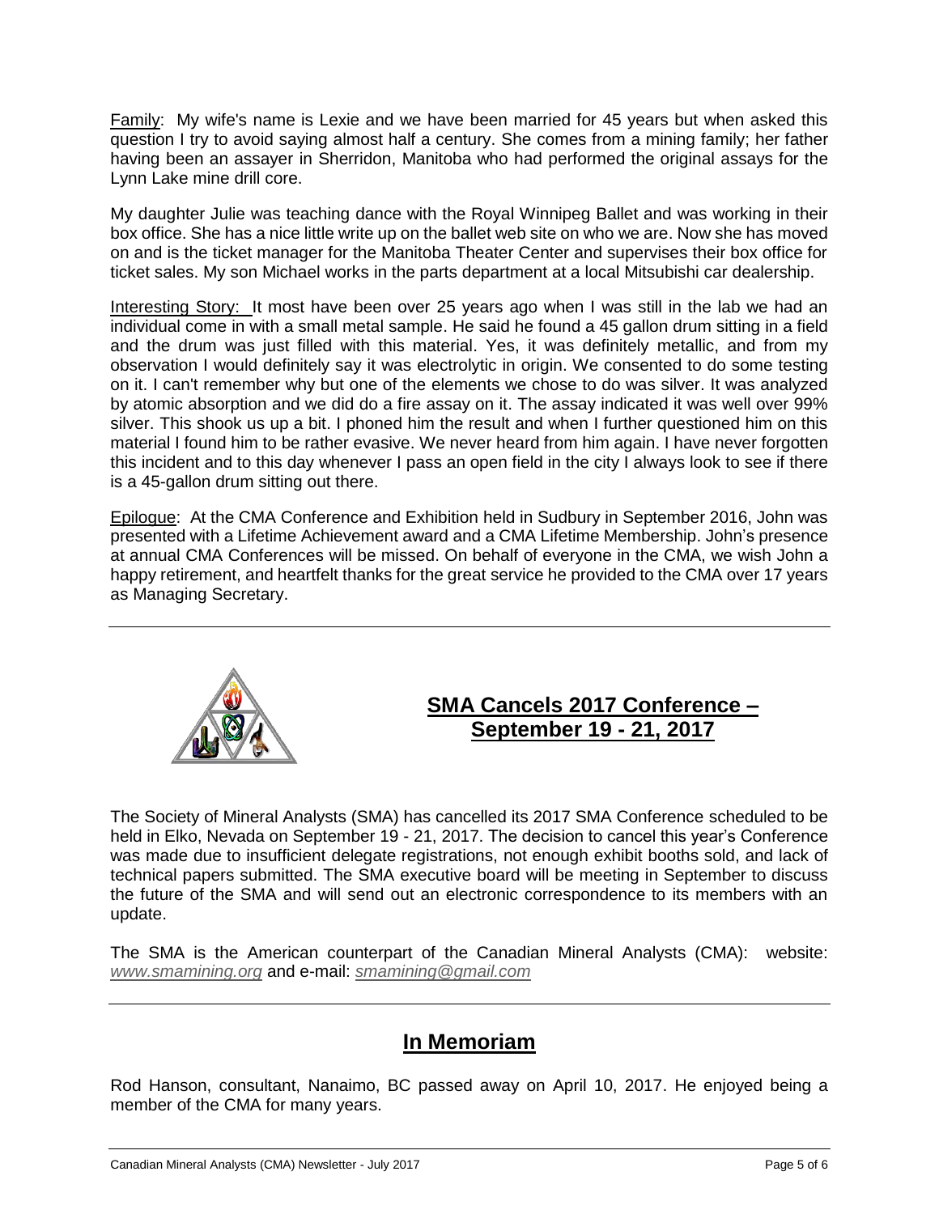<u>Family</u>: My wife's name is Lexie and we have been married for 45 years but when asked this question I try to avoid saying almost half a century. She comes from a mining family; her father having been an assayer in Sherridon, Manitoba who had performed the original assays for the Lynn Lake mine drill core.

My daughter Julie was teaching dance with the Royal Winnipeg Ballet and was working in their box office. She has a nice little write up on the ballet web site on who we are. Now she has moved on and is the ticket manager for the Manitoba Theater Center and supervises their box office for ticket sales. My son Michael works in the parts department at a local Mitsubishi car dealership.

<u>Interesting Story:</u> It most have been over 25 years ago when I was still in the lab we had an individual come in with a small metal sample. He said he found a 45 gallon drum sitting in a field and the drum was just filled with this material. Yes, it was definitely metallic, and from my observation I would definitely say it was electrolytic in origin. We consented to do some testing on it. I can't remember why but one of the elements we chose to do was silver. It was analyzed by atomic absorption and we did do a fire assay on it. The assay indicated it was well over 99% silver. This shook us up a bit. I phoned him the result and when I further questioned him on this material I found him to be rather evasive. We never heard from him again. I have never forgotten this incident and to this day whenever I pass an open field in the city I always look to see if there is a 45-gallon drum sitting out there.

<u>Epilogue</u>: At the CMA Conference and Exhibition held in Sudbury in September 2016, John was presented with a Lifetime Achievement award and a CMA Lifetime Membership. John's presence at annual CMA Conferences will be missed. On behalf of everyone in the CMA, we wish John a happy retirement, and heartfelt thanks for the great service he provided to the CMA over 17 years as Managing Secretary.

---

## SMA Cancels 2017 Conference – September 19 - 21, 2017

The Society of Mineral Analysts (SMA) has cancelled its 2017 SMA Conference scheduled to be held in Elko, Nevada on September 19 - 21, 2017. The decision to cancel this year's Conference was made due to insufficient delegate registrations, not enough exhibit booths sold, and lack of technical papers submitted. The SMA executive board will be meeting in September to discuss the future of the SMA and will send out an electronic correspondence to its members with an update.

The SMA is the American counterpart of the Canadian Mineral Analysts (CMA): website: *www.smamining.org* and e-mail: *smamining@gmail.com*

---

## In Memoriam

Rod Hanson, consultant, Nanaimo, BC passed away on April 10, 2017. He enjoyed being a member of the CMA for many years.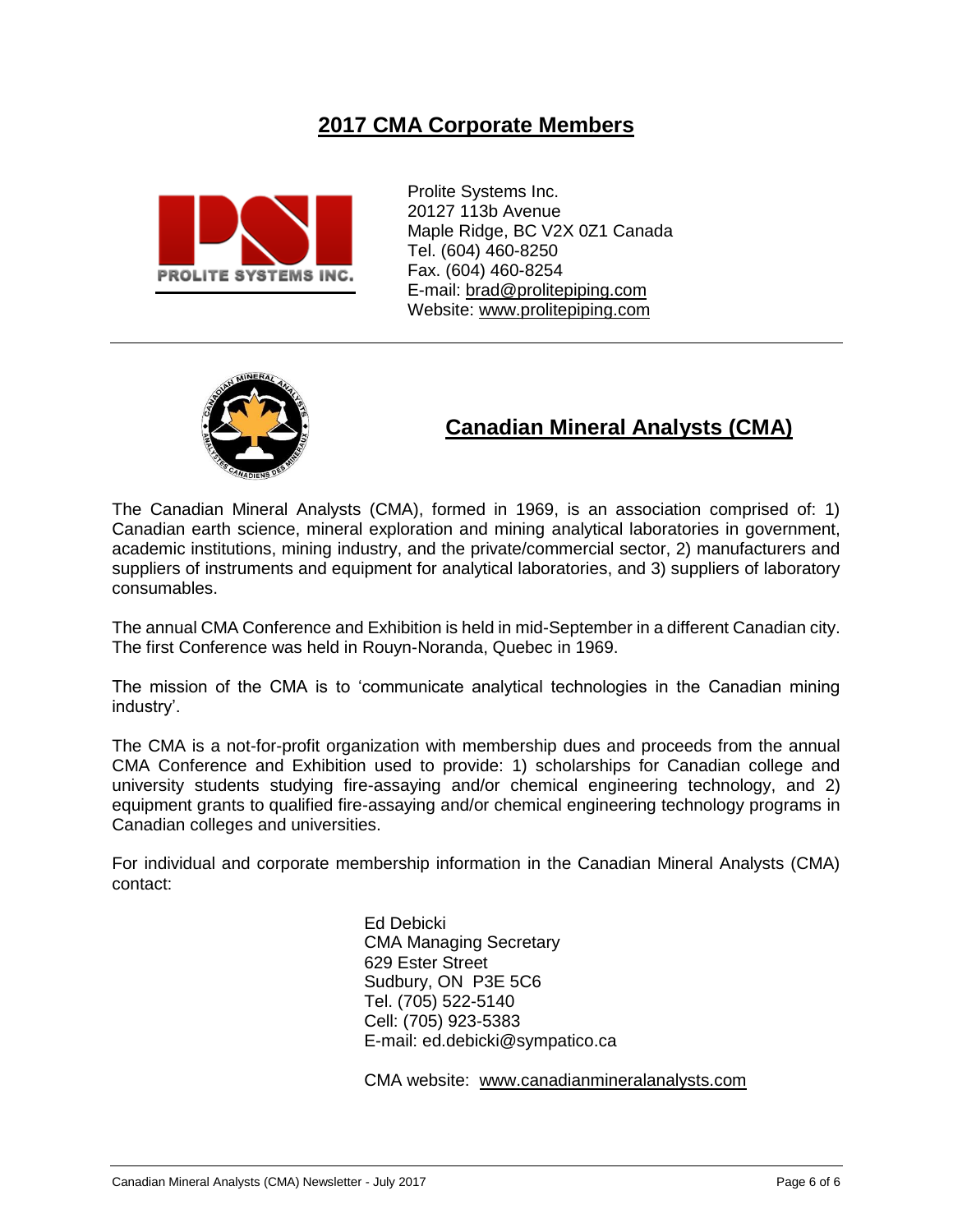## 2017 CMA Corporate Members

Prolite Systems Inc.
20127 113b Avenue
Maple Ridge, BC V2X 0Z1 Canada
Tel. (604) 460-8250
Fax. (604) 460-8254
E-mail: brad@prolitepiping.com
Website: www.prolitepiping.com

---

## Canadian Mineral Analysts (CMA)

The Canadian Mineral Analysts (CMA), formed in 1969, is an association comprised of: 1) Canadian earth science, mineral exploration and mining analytical laboratories in government, academic institutions, mining industry, and the private/commercial sector, 2) manufacturers and suppliers of instruments and equipment for analytical laboratories, and 3) suppliers of laboratory consumables.

The annual CMA Conference and Exhibition is held in mid-September in a different Canadian city. The first Conference was held in Rouyn-Noranda, Quebec in 1969.

The mission of the CMA is to 'communicate analytical technologies in the Canadian mining industry'.

The CMA is a not-for-profit organization with membership dues and proceeds from the annual CMA Conference and Exhibition used to provide: 1) scholarships for Canadian college and university students studying fire-assaying and/or chemical engineering technology, and 2) equipment grants to qualified fire-assaying and/or chemical engineering technology programs in Canadian colleges and universities.

For individual and corporate membership information in the Canadian Mineral Analysts (CMA) contact:

Ed Debicki
CMA Managing Secretary
629 Ester Street
Sudbury, ON P3E 5C6
Tel. (705) 522-5140
Cell: (705) 923-5383
E-mail: ed.debicki@sympatico.ca

CMA website: www.canadianmineralanalysts.com